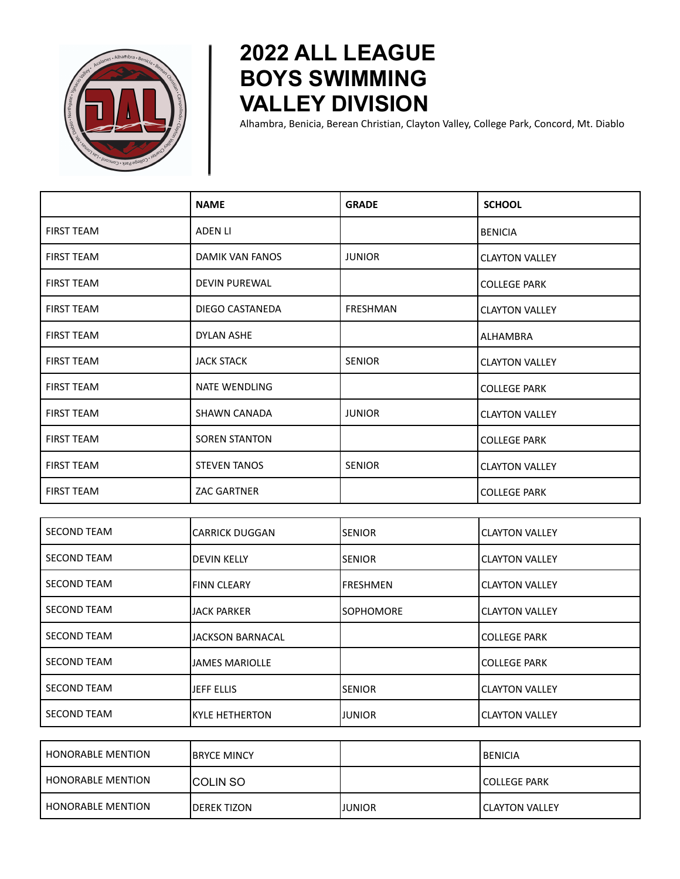# 2022 ALL LEAGUE BOYS SWIMMING VALLEY DIVISION

Alhambra, Benicia, Berean Christian, Clayton Valley, College Park, Concord, Mt. Diablo

| | NAME | GRADE | SCHOOL |
|---|---|---|---|
| FIRST TEAM | ADEN LI | | BENICIA |
| FIRST TEAM | DAMIK VAN FANOS | JUNIOR | CLAYTON VALLEY |
| FIRST TEAM | DEVIN PUREWAL | | COLLEGE PARK |
| FIRST TEAM | DIEGO CASTANEDA | FRESHMAN | CLAYTON VALLEY |
| FIRST TEAM | DYLAN ASHE | | ALHAMBRA |
| FIRST TEAM | JACK STACK | SENIOR | CLAYTON VALLEY |
| FIRST TEAM | NATE WENDLING | | COLLEGE PARK |
| FIRST TEAM | SHAWN CANADA | JUNIOR | CLAYTON VALLEY |
| FIRST TEAM | SOREN STANTON | | COLLEGE PARK |
| FIRST TEAM | STEVEN TANOS | SENIOR | CLAYTON VALLEY |
| FIRST TEAM | ZAC GARTNER | | COLLEGE PARK |
| SECOND TEAM | CARRICK DUGGAN | SENIOR | CLAYTON VALLEY |
| SECOND TEAM | DEVIN KELLY | SENIOR | CLAYTON VALLEY |
| SECOND TEAM | FINN CLEARY | FRESHMEN | CLAYTON VALLEY |
| SECOND TEAM | JACK PARKER | SOPHOMORE | CLAYTON VALLEY |
| SECOND TEAM | JACKSON BARNACAL | | COLLEGE PARK |
| SECOND TEAM | JAMES MARIOLLE | | COLLEGE PARK |
| SECOND TEAM | JEFF ELLIS | SENIOR | CLAYTON VALLEY |
| SECOND TEAM | KYLE HETHERTON | JUNIOR | CLAYTON VALLEY |
| HONORABLE MENTION | BRYCE MINCY | | BENICIA |
| HONORABLE MENTION | COLIN SO | | COLLEGE PARK |
| HONORABLE MENTION | DEREK TIZON | JUNIOR | CLAYTON VALLEY |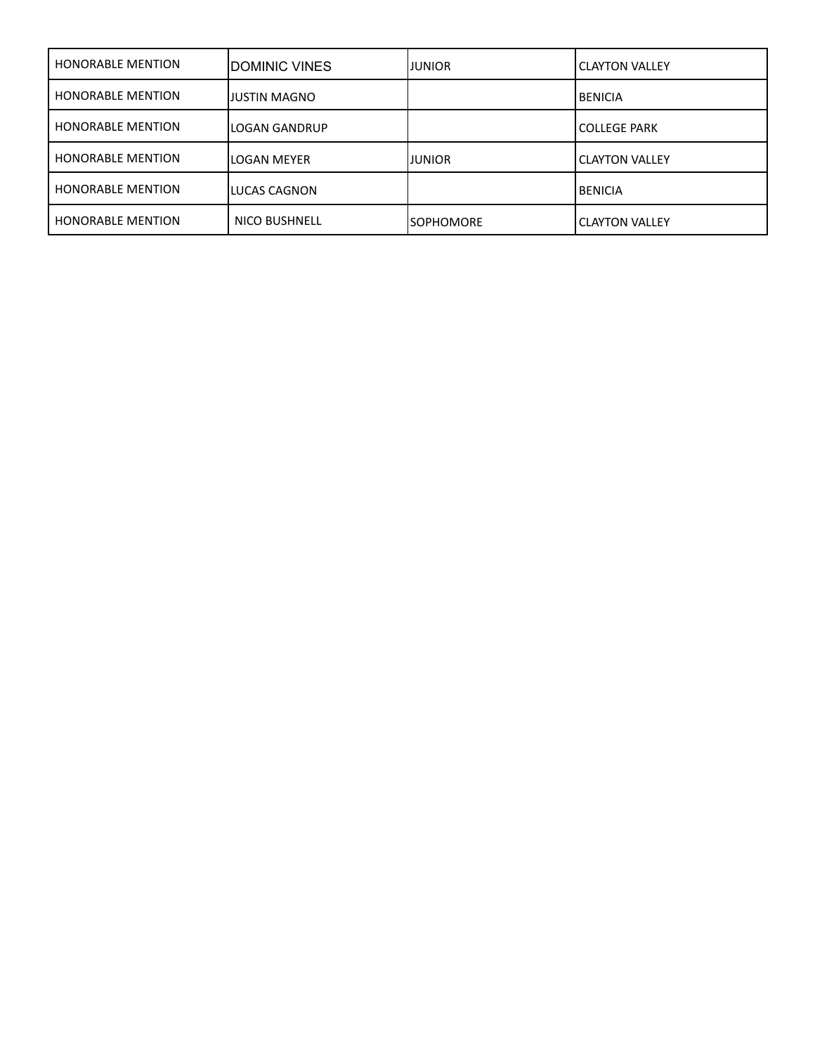| | | | |
|---|---|---|---|
| HONORABLE MENTION | DOMINIC VINES | JUNIOR | CLAYTON VALLEY |
| HONORABLE MENTION | JUSTIN MAGNO | | BENICIA |
| HONORABLE MENTION | LOGAN GANDRUP | | COLLEGE PARK |
| HONORABLE MENTION | LOGAN MEYER | JUNIOR | CLAYTON VALLEY |
| HONORABLE MENTION | LUCAS CAGNON | | BENICIA |
| HONORABLE MENTION | NICO BUSHNELL | SOPHOMORE | CLAYTON VALLEY |